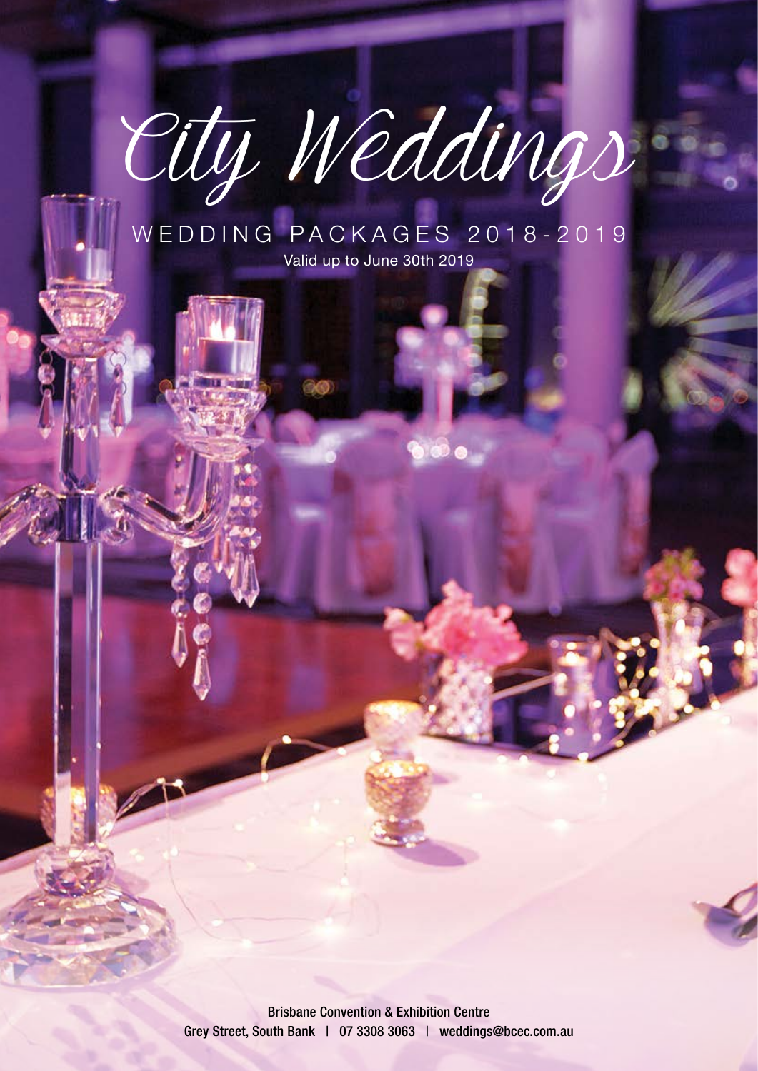# City Weddings

## WEDDING PACKAGES 2018-2019

Valid up to June 30th 2019

Brisbane Convention & Exhibition Centre
Grey Street, South Bank | 07 3308 3063 | weddings@bcec.com.au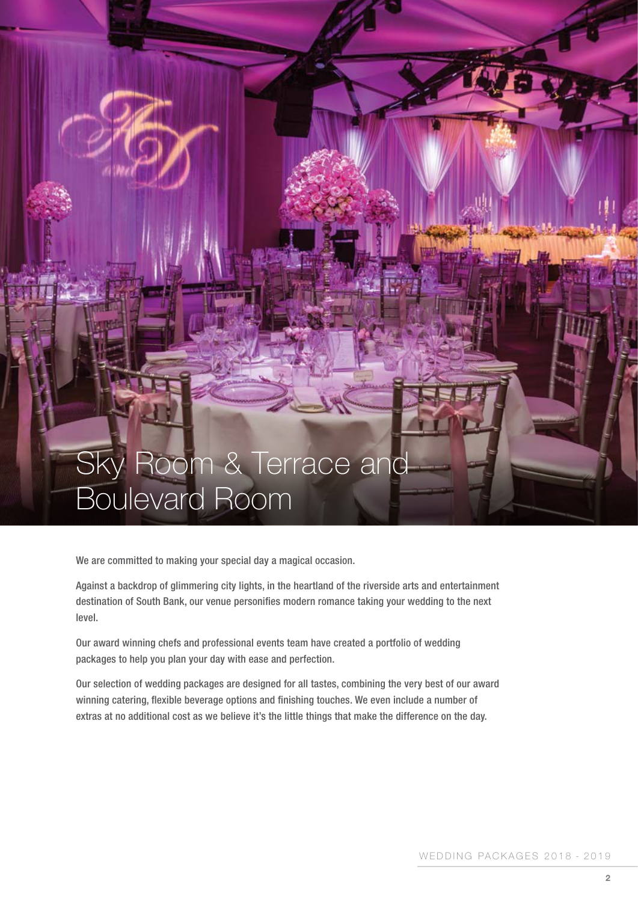# Sky Room & Terrace and Boulevard Room

We are committed to making your special day a magical occasion.

Against a backdrop of glimmering city lights, in the heartland of the riverside arts and entertainment destination of South Bank, our venue personifies modern romance taking your wedding to the next level.

Our award winning chefs and professional events team have created a portfolio of wedding packages to help you plan your day with ease and perfection.

Our selection of wedding packages are designed for all tastes, combining the very best of our award winning catering, flexible beverage options and finishing touches. We even include a number of extras at no additional cost as we believe it's the little things that make the difference on the day.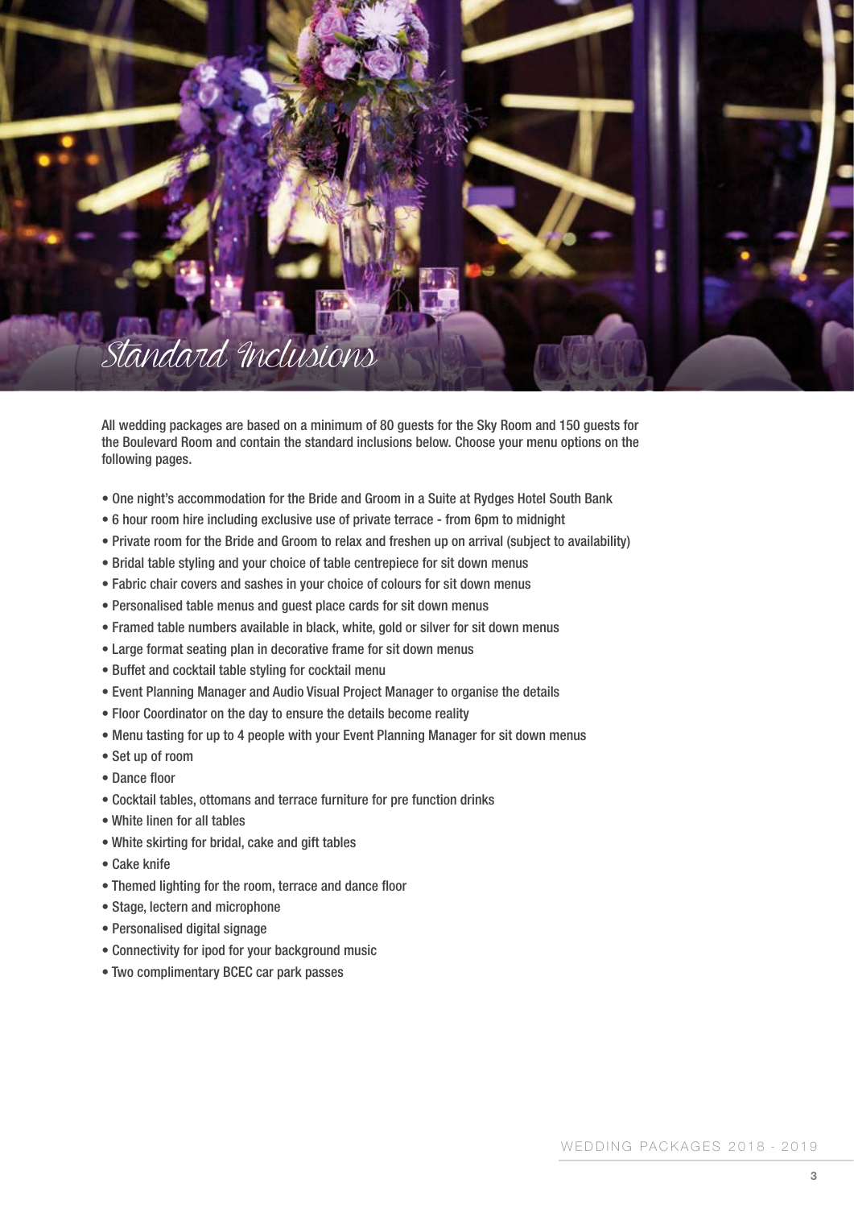# Standard Inclusions

All wedding packages are based on a minimum of 80 guests for the Sky Room and 150 guests for the Boulevard Room and contain the standard inclusions below. Choose your menu options on the following pages.

- One night's accommodation for the Bride and Groom in a Suite at Rydges Hotel South Bank
- 6 hour room hire including exclusive use of private terrace - from 6pm to midnight
- Private room for the Bride and Groom to relax and freshen up on arrival (subject to availability)
- Bridal table styling and your choice of table centrepiece for sit down menus
- Fabric chair covers and sashes in your choice of colours for sit down menus
- Personalised table menus and guest place cards for sit down menus
- Framed table numbers available in black, white, gold or silver for sit down menus
- Large format seating plan in decorative frame for sit down menus
- Buffet and cocktail table styling for cocktail menu
- Event Planning Manager and Audio Visual Project Manager to organise the details
- Floor Coordinator on the day to ensure the details become reality
- Menu tasting for up to 4 people with your Event Planning Manager for sit down menus
- Set up of room
- Dance floor
- Cocktail tables, ottomans and terrace furniture for pre function drinks
- White linen for all tables
- White skirting for bridal, cake and gift tables
- Cake knife
- Themed lighting for the room, terrace and dance floor
- Stage, lectern and microphone
- Personalised digital signage
- Connectivity for ipod for your background music
- Two complimentary BCEC car park passes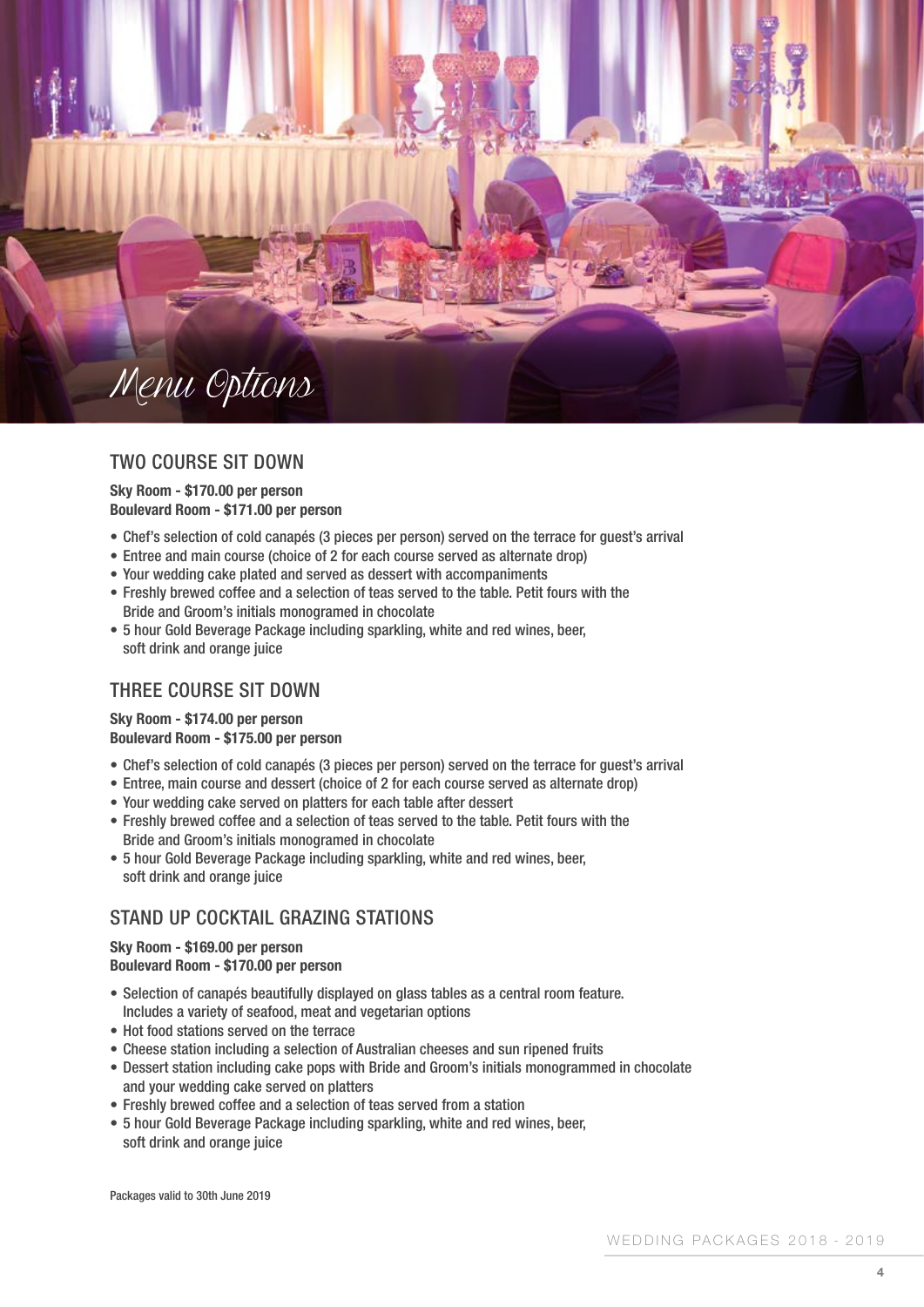# Menu Options

## TWO COURSE SIT DOWN

**Sky Room - $170.00 per person**
**Boulevard Room - $171.00 per person**

- Chef's selection of cold canapés (3 pieces per person) served on the terrace for guest's arrival
- Entree and main course (choice of 2 for each course served as alternate drop)
- Your wedding cake plated and served as dessert with accompaniments
- Freshly brewed coffee and a selection of teas served to the table. Petit fours with the Bride and Groom's initials monogramed in chocolate
- 5 hour Gold Beverage Package including sparkling, white and red wines, beer, soft drink and orange juice

## THREE COURSE SIT DOWN

**Sky Room - $174.00 per person**
**Boulevard Room - $175.00 per person**

- Chef's selection of cold canapés (3 pieces per person) served on the terrace for guest's arrival
- Entree, main course and dessert (choice of 2 for each course served as alternate drop)
- Your wedding cake served on platters for each table after dessert
- Freshly brewed coffee and a selection of teas served to the table. Petit fours with the Bride and Groom's initials monogramed in chocolate
- 5 hour Gold Beverage Package including sparkling, white and red wines, beer, soft drink and orange juice

## STAND UP COCKTAIL GRAZING STATIONS

**Sky Room - $169.00 per person**
**Boulevard Room - $170.00 per person**

- Selection of canapés beautifully displayed on glass tables as a central room feature. Includes a variety of seafood, meat and vegetarian options
- Hot food stations served on the terrace
- Cheese station including a selection of Australian cheeses and sun ripened fruits
- Dessert station including cake pops with Bride and Groom's initials monogrammed in chocolate and your wedding cake served on platters
- Freshly brewed coffee and a selection of teas served from a station
- 5 hour Gold Beverage Package including sparkling, white and red wines, beer, soft drink and orange juice

Packages valid to 30th June 2019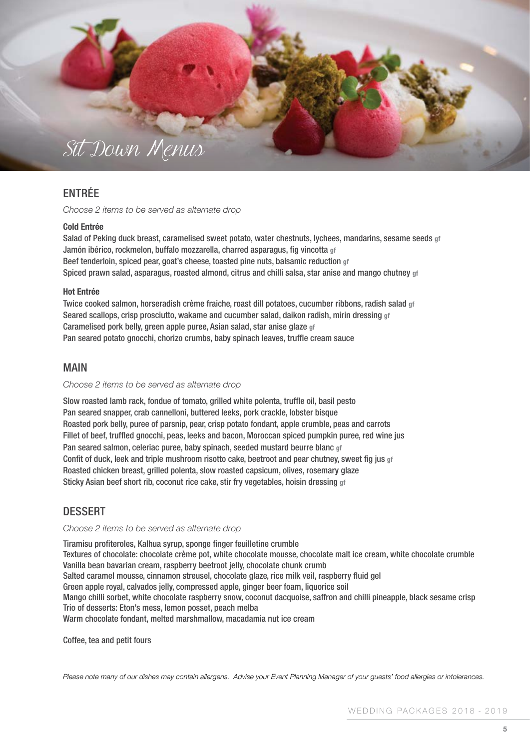# Sit Down Menus

## ENTRÉE

*Choose 2 items to be served as alternate drop*

**Cold Entrée**

Salad of Peking duck breast, caramelised sweet potato, water chestnuts, lychees, mandarins, sesame seeds gf
Jamón ibérico, rockmelon, buffalo mozzarella, charred asparagus, fig vincotta gf
Beef tenderloin, spiced pear, goat's cheese, toasted pine nuts, balsamic reduction gf
Spiced prawn salad, asparagus, roasted almond, citrus and chilli salsa, star anise and mango chutney gf

**Hot Entrée**

Twice cooked salmon, horseradish crème fraiche, roast dill potatoes, cucumber ribbons, radish salad gf
Seared scallops, crisp prosciutto, wakame and cucumber salad, daikon radish, mirin dressing gf
Caramelised pork belly, green apple puree, Asian salad, star anise glaze gf
Pan seared potato gnocchi, chorizo crumbs, baby spinach leaves, truffle cream sauce

## MAIN

*Choose 2 items to be served as alternate drop*

Slow roasted lamb rack, fondue of tomato, grilled white polenta, truffle oil, basil pesto
Pan seared snapper, crab cannelloni, buttered leeks, pork crackle, lobster bisque
Roasted pork belly, puree of parsnip, pear, crisp potato fondant, apple crumble, peas and carrots
Fillet of beef, truffled gnocchi, peas, leeks and bacon, Moroccan spiced pumpkin puree, red wine jus
Pan seared salmon, celeriac puree, baby spinach, seeded mustard beurre blanc gf
Confit of duck, leek and triple mushroom risotto cake, beetroot and pear chutney, sweet fig jus gf
Roasted chicken breast, grilled polenta, slow roasted capsicum, olives, rosemary glaze
Sticky Asian beef short rib, coconut rice cake, stir fry vegetables, hoisin dressing gf

## DESSERT

*Choose 2 items to be served as alternate drop*

Tiramisu profiteroles, Kalhua syrup, sponge finger feuilletine crumble
Textures of chocolate: chocolate crème pot, white chocolate mousse, chocolate malt ice cream, white chocolate crumble
Vanilla bean bavarian cream, raspberry beetroot jelly, chocolate chunk crumb
Salted caramel mousse, cinnamon streusel, chocolate glaze, rice milk veil, raspberry fluid gel
Green apple royal, calvados jelly, compressed apple, ginger beer foam, liquorice soil
Mango chilli sorbet, white chocolate raspberry snow, coconut dacquoise, saffron and chilli pineapple, black sesame crisp
Trio of desserts: Eton's mess, lemon posset, peach melba
Warm chocolate fondant, melted marshmallow, macadamia nut ice cream

Coffee, tea and petit fours

*Please note many of our dishes may contain allergens. Advise your Event Planning Manager of your guests' food allergies or intolerances.*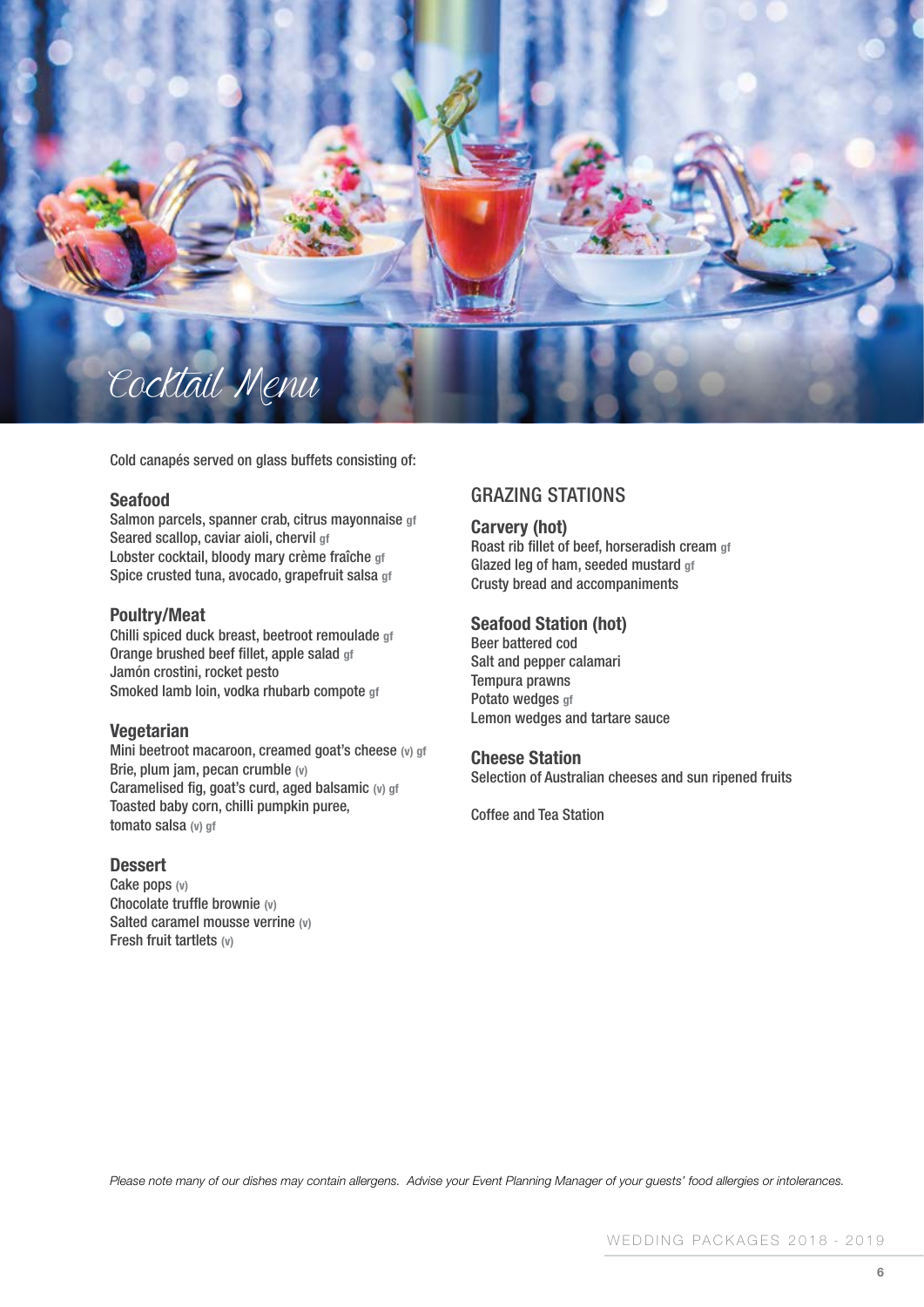# Cocktail Menu

Cold canapés served on glass buffets consisting of:

### Seafood

Salmon parcels, spanner crab, citrus mayonnaise gf
Seared scallop, caviar aioli, chervil gf
Lobster cocktail, bloody mary crème fraîche gf
Spice crusted tuna, avocado, grapefruit salsa gf

### Poultry/Meat

Chilli spiced duck breast, beetroot remoulade gf
Orange brushed beef fillet, apple salad gf
Jamón crostini, rocket pesto
Smoked lamb loin, vodka rhubarb compote gf

### Vegetarian

Mini beetroot macaroon, creamed goat's cheese (v) gf
Brie, plum jam, pecan crumble (v)
Caramelised fig, goat's curd, aged balsamic (v) gf
Toasted baby corn, chilli pumpkin puree,
tomato salsa (v) gf

### Dessert

Cake pops (v)
Chocolate truffle brownie (v)
Salted caramel mousse verrine (v)
Fresh fruit tartlets (v)

## GRAZING STATIONS

### Carvery (hot)

Roast rib fillet of beef, horseradish cream gf
Glazed leg of ham, seeded mustard gf
Crusty bread and accompaniments

### Seafood Station (hot)

Beer battered cod
Salt and pepper calamari
Tempura prawns
Potato wedges gf
Lemon wedges and tartare sauce

### Cheese Station

Selection of Australian cheeses and sun ripened fruits

Coffee and Tea Station

*Please note many of our dishes may contain allergens. Advise your Event Planning Manager of your guests' food allergies or intolerances.*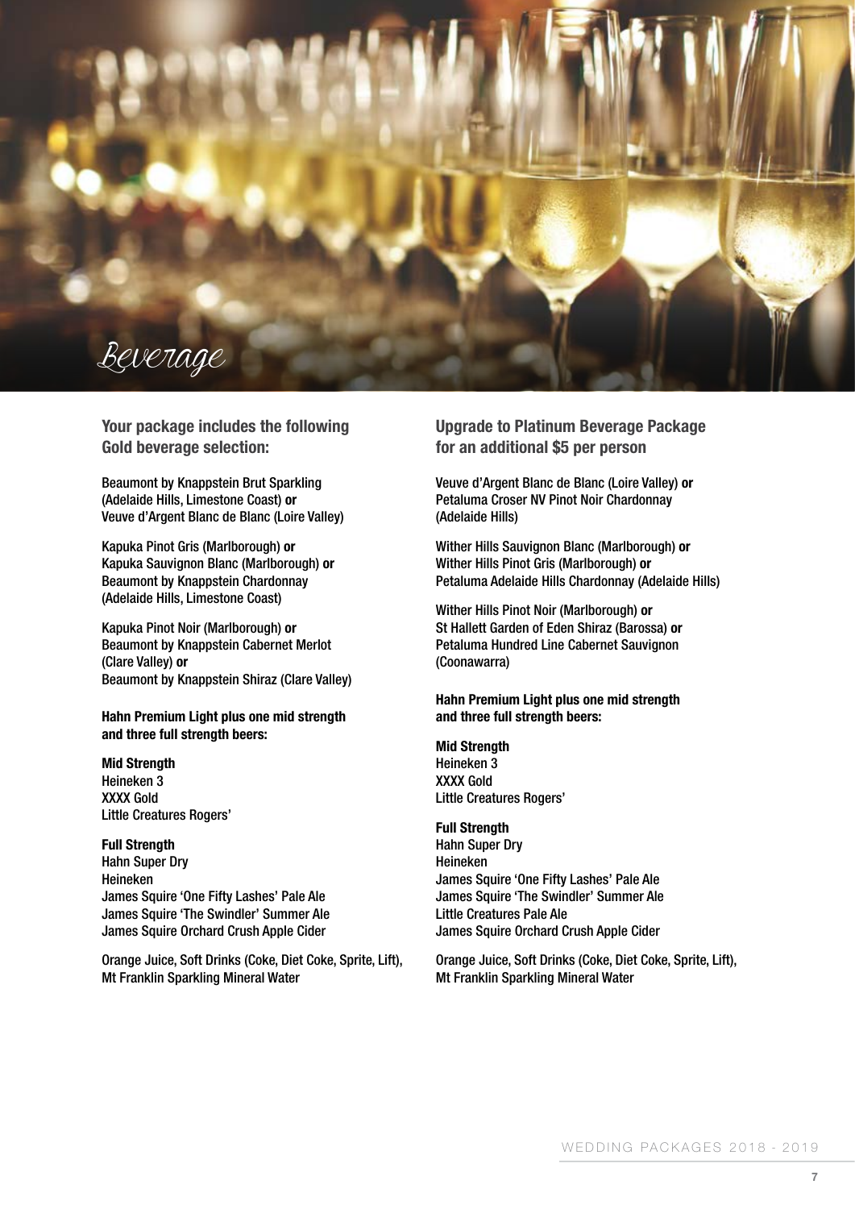# Beverage

## Your package includes the following Gold beverage selection:

Beaumont by Knappstein Brut Sparkling (Adelaide Hills, Limestone Coast) **or**
Veuve d'Argent Blanc de Blanc (Loire Valley)

Kapuka Pinot Gris (Marlborough) **or**
Kapuka Sauvignon Blanc (Marlborough) **or**
Beaumont by Knappstein Chardonnay (Adelaide Hills, Limestone Coast)

Kapuka Pinot Noir (Marlborough) **or**
Beaumont by Knappstein Cabernet Merlot (Clare Valley) **or**
Beaumont by Knappstein Shiraz (Clare Valley)

**Hahn Premium Light plus one mid strength and three full strength beers:**

**Mid Strength**
Heineken 3
XXXX Gold
Little Creatures Rogers'

**Full Strength**
Hahn Super Dry
Heineken
James Squire 'One Fifty Lashes' Pale Ale
James Squire 'The Swindler' Summer Ale
James Squire Orchard Crush Apple Cider

Orange Juice, Soft Drinks (Coke, Diet Coke, Sprite, Lift), Mt Franklin Sparkling Mineral Water

## Upgrade to Platinum Beverage Package for an additional $5 per person

Veuve d'Argent Blanc de Blanc (Loire Valley) **or**
Petaluma Croser NV Pinot Noir Chardonnay (Adelaide Hills)

Wither Hills Sauvignon Blanc (Marlborough) **or**
Wither Hills Pinot Gris (Marlborough) **or**
Petaluma Adelaide Hills Chardonnay (Adelaide Hills)

Wither Hills Pinot Noir (Marlborough) **or**
St Hallett Garden of Eden Shiraz (Barossa) **or**
Petaluma Hundred Line Cabernet Sauvignon (Coonawarra)

**Hahn Premium Light plus one mid strength and three full strength beers:**

**Mid Strength**
Heineken 3
XXXX Gold
Little Creatures Rogers'

**Full Strength**
Hahn Super Dry
Heineken
James Squire 'One Fifty Lashes' Pale Ale
James Squire 'The Swindler' Summer Ale
Little Creatures Pale Ale
James Squire Orchard Crush Apple Cider

Orange Juice, Soft Drinks (Coke, Diet Coke, Sprite, Lift), Mt Franklin Sparkling Mineral Water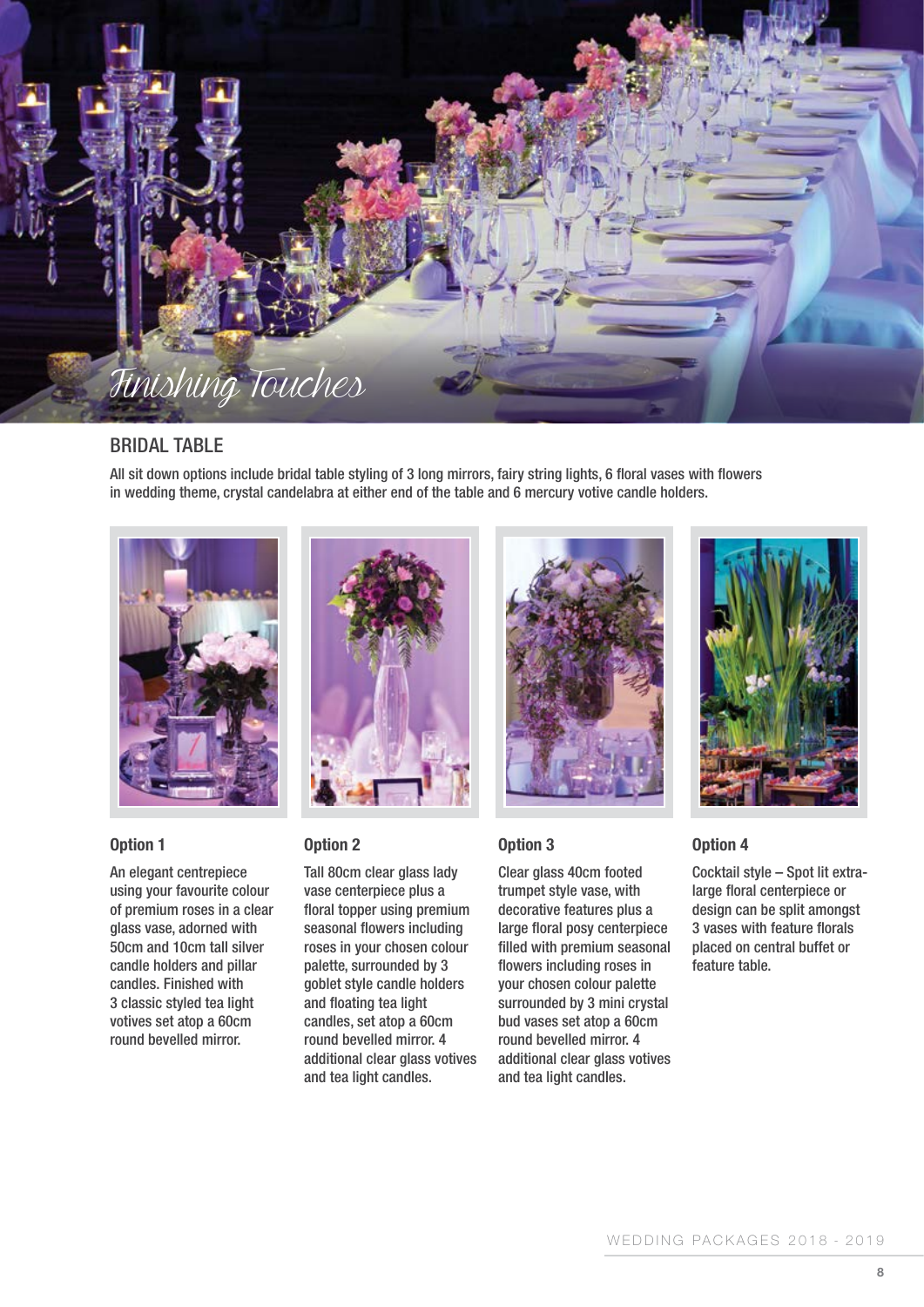# Finishing Touches

## BRIDAL TABLE

All sit down options include bridal table styling of 3 long mirrors, fairy string lights, 6 floral vases with flowers in wedding theme, crystal candelabra at either end of the table and 6 mercury votive candle holders.

### Option 1

An elegant centrepiece using your favourite colour of premium roses in a clear glass vase, adorned with 50cm and 10cm tall silver candle holders and pillar candles. Finished with 3 classic styled tea light votives set atop a 60cm round bevelled mirror.

### Option 2

Tall 80cm clear glass lady vase centerpiece plus a floral topper using premium seasonal flowers including roses in your chosen colour palette, surrounded by 3 goblet style candle holders and floating tea light candles, set atop a 60cm round bevelled mirror. 4 additional clear glass votives and tea light candles.

### Option 3

Clear glass 40cm footed trumpet style vase, with decorative features plus a large floral posy centerpiece filled with premium seasonal flowers including roses in your chosen colour palette surrounded by 3 mini crystal bud vases set atop a 60cm round bevelled mirror. 4 additional clear glass votives and tea light candles.

### Option 4

Cocktail style – Spot lit extra-large floral centerpiece or design can be split amongst 3 vases with feature florals placed on central buffet or feature table.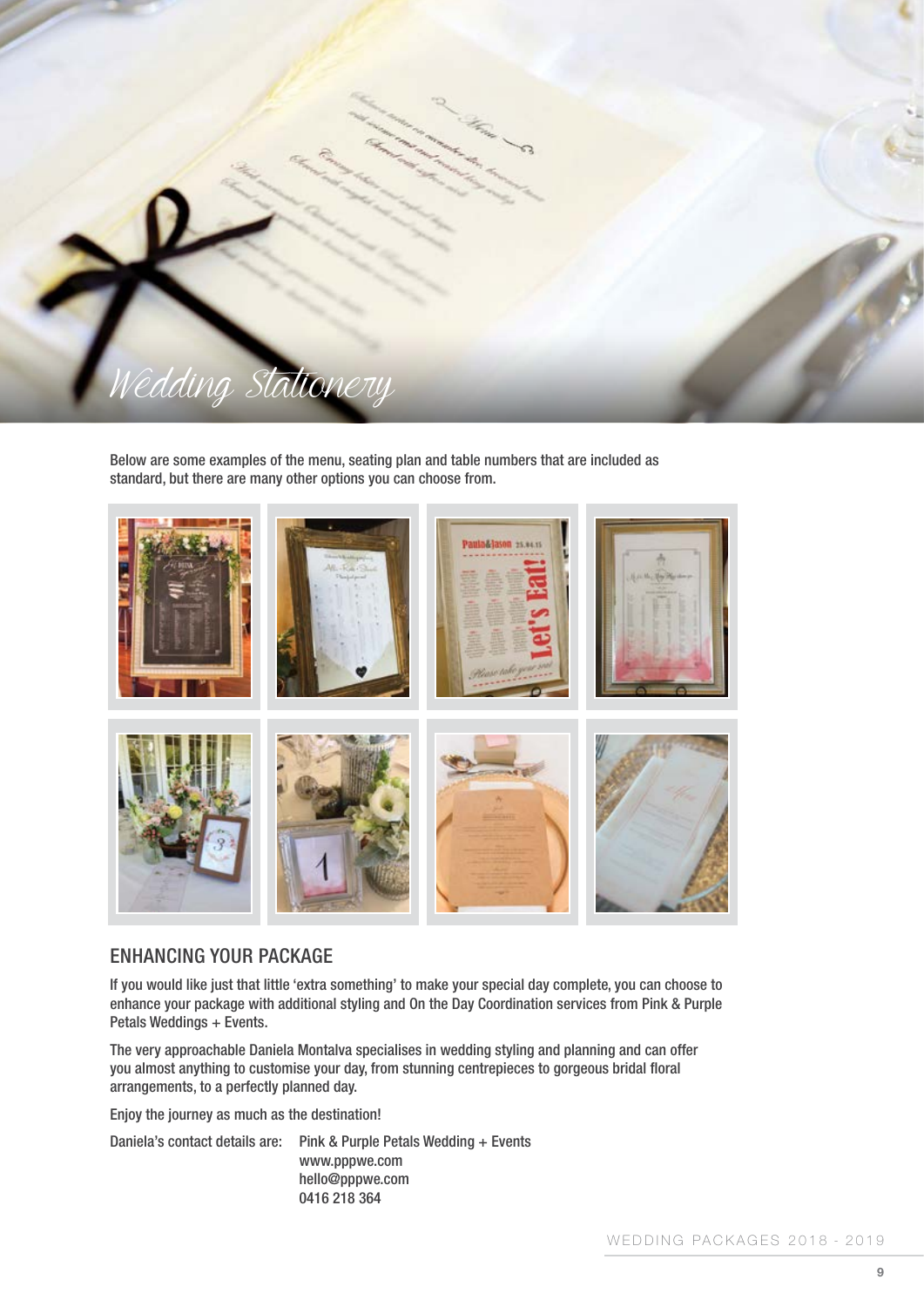# Wedding Stationery

Below are some examples of the menu, seating plan and table numbers that are included as standard, but there are many other options you can choose from.

## ENHANCING YOUR PACKAGE

If you would like just that little 'extra something' to make your special day complete, you can choose to enhance your package with additional styling and On the Day Coordination services from Pink & Purple Petals Weddings + Events.

The very approachable Daniela Montalva specialises in wedding styling and planning and can offer you almost anything to customise your day, from stunning centrepieces to gorgeous bridal floral arrangements, to a perfectly planned day.

Enjoy the journey as much as the destination!

Daniela's contact details are: Pink & Purple Petals Wedding + Events
www.pppwe.com
hello@pppwe.com
0416 218 364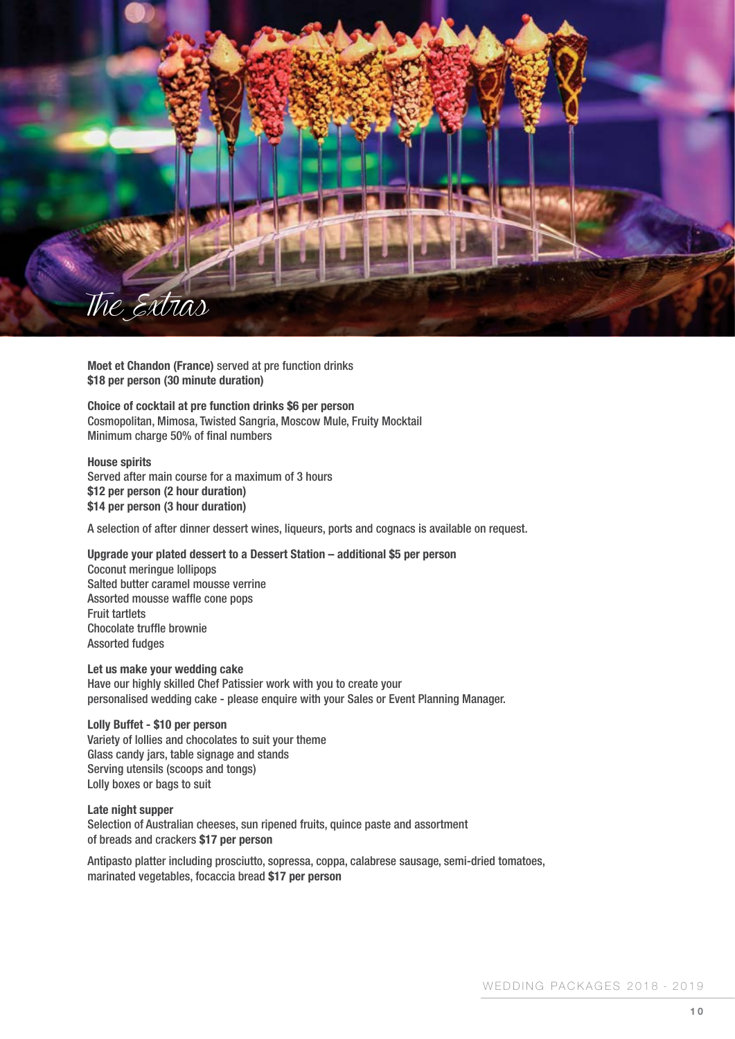# The Extras

**Moet et Chandon (France)** served at pre function drinks
**$18 per person (30 minute duration)**

**Choice of cocktail at pre function drinks $6 per person**
Cosmopolitan, Mimosa, Twisted Sangria, Moscow Mule, Fruity Mocktail
Minimum charge 50% of final numbers

**House spirits**
Served after main course for a maximum of 3 hours
**$12 per person (2 hour duration)**
**$14 per person (3 hour duration)**

A selection of after dinner dessert wines, liqueurs, ports and cognacs is available on request.

**Upgrade your plated dessert to a Dessert Station – additional $5 per person**
Coconut meringue lollipops
Salted butter caramel mousse verrine
Assorted mousse waffle cone pops
Fruit tartlets
Chocolate truffle brownie
Assorted fudges

**Let us make your wedding cake**
Have our highly skilled Chef Patissier work with you to create your
personalised wedding cake - please enquire with your Sales or Event Planning Manager.

**Lolly Buffet - $10 per person**
Variety of lollies and chocolates to suit your theme
Glass candy jars, table signage and stands
Serving utensils (scoops and tongs)
Lolly boxes or bags to suit

**Late night supper**
Selection of Australian cheeses, sun ripened fruits, quince paste and assortment
of breads and crackers **$17 per person**

Antipasto platter including prosciutto, sopressa, coppa, calabrese sausage, semi-dried tomatoes,
marinated vegetables, focaccia bread **$17 per person**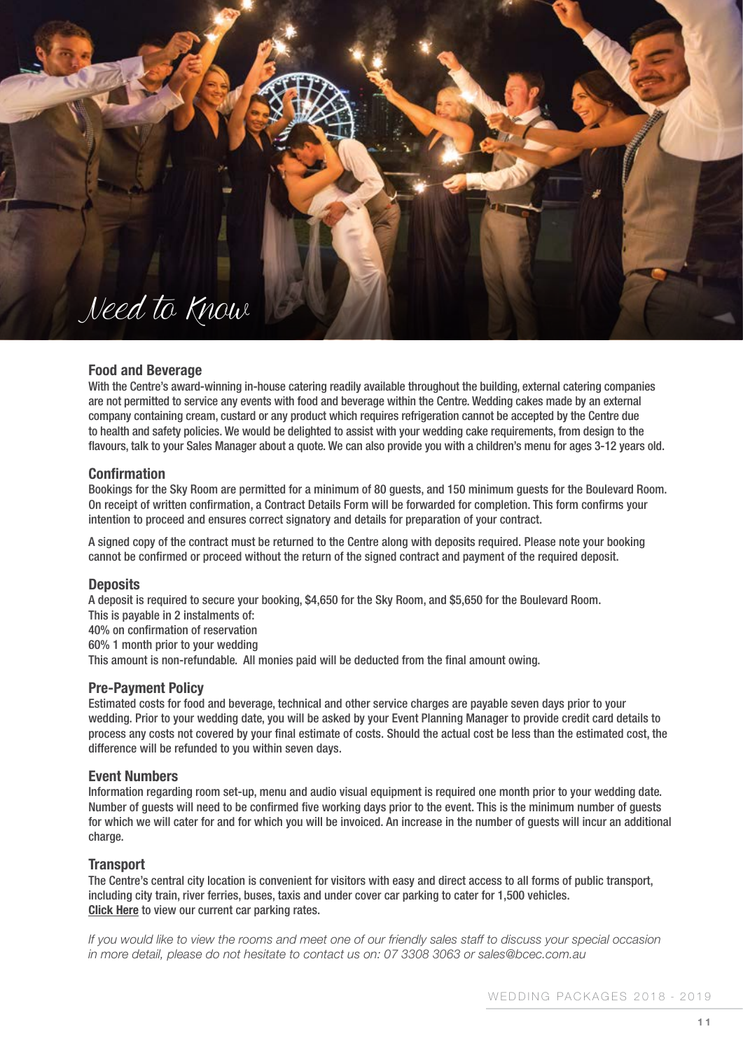# Need to Know

## Food and Beverage

With the Centre's award-winning in-house catering readily available throughout the building, external catering companies are not permitted to service any events with food and beverage within the Centre. Wedding cakes made by an external company containing cream, custard or any product which requires refrigeration cannot be accepted by the Centre due to health and safety policies. We would be delighted to assist with your wedding cake requirements, from design to the flavours, talk to your Sales Manager about a quote. We can also provide you with a children's menu for ages 3-12 years old.

## Confirmation

Bookings for the Sky Room are permitted for a minimum of 80 guests, and 150 minimum guests for the Boulevard Room. On receipt of written confirmation, a Contract Details Form will be forwarded for completion. This form confirms your intention to proceed and ensures correct signatory and details for preparation of your contract.

A signed copy of the contract must be returned to the Centre along with deposits required. Please note your booking cannot be confirmed or proceed without the return of the signed contract and payment of the required deposit.

## Deposits

A deposit is required to secure your booking, $4,650 for the Sky Room, and $5,650 for the Boulevard Room.
This is payable in 2 instalments of:
40% on confirmation of reservation
60% 1 month prior to your wedding
This amount is non-refundable. All monies paid will be deducted from the final amount owing.

## Pre-Payment Policy

Estimated costs for food and beverage, technical and other service charges are payable seven days prior to your wedding. Prior to your wedding date, you will be asked by your Event Planning Manager to provide credit card details to process any costs not covered by your final estimate of costs. Should the actual cost be less than the estimated cost, the difference will be refunded to you within seven days.

## Event Numbers

Information regarding room set-up, menu and audio visual equipment is required one month prior to your wedding date. Number of guests will need to be confirmed five working days prior to the event. This is the minimum number of guests for which we will cater for and for which you will be invoiced. An increase in the number of guests will incur an additional charge.

## Transport

The Centre's central city location is convenient for visitors with easy and direct access to all forms of public transport, including city train, river ferries, buses, taxis and under cover car parking to cater for 1,500 vehicles.
**Click Here** to view our current car parking rates.

*If you would like to view the rooms and meet one of our friendly sales staff to discuss your special occasion in more detail, please do not hesitate to contact us on: 07 3308 3063 or sales@bcec.com.au*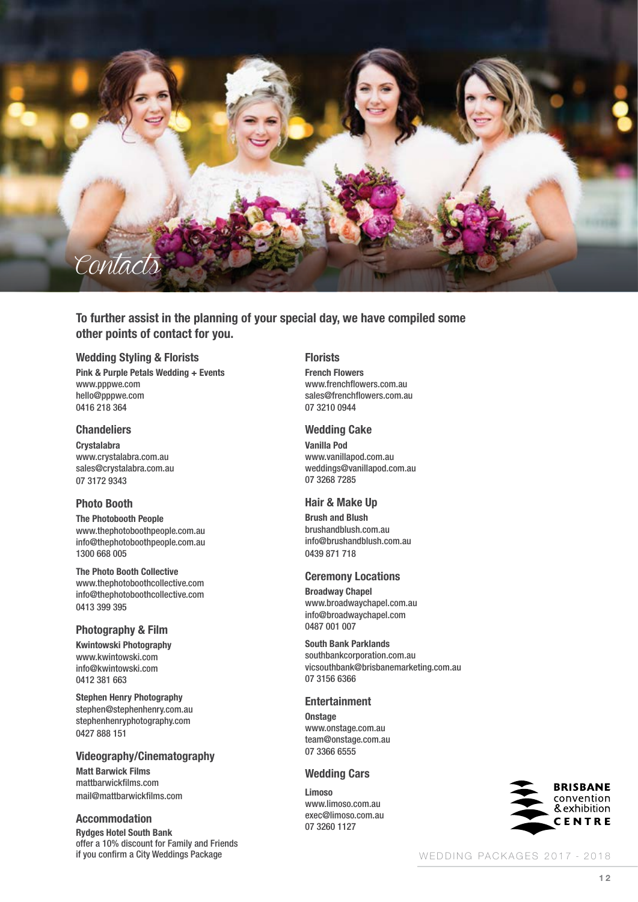# Contacts

**To further assist in the planning of your special day, we have compiled some other points of contact for you.**

## Wedding Styling & Florists

**Pink & Purple Petals Wedding + Events**
www.pppwe.com
hello@pppwe.com
0416 218 364

## Chandeliers

**Crystalabra**
www.crystalabra.com.au
sales@crystalabra.com.au
07 3172 9343

## Photo Booth

**The Photobooth People**
www.thephotoboothpeople.com.au
info@thephotoboothpeople.com.au
1300 668 005

**The Photo Booth Collective**
www.thephotoboothcollective.com
info@thephotoboothcollective.com
0413 399 395

## Photography & Film

**Kwintowski Photography**
www.kwintowski.com
info@kwintowski.com
0412 381 663

**Stephen Henry Photography**
stephen@stephenhenry.com.au
stephenhenryphotography.com
0427 888 151

## Videography/Cinematography

**Matt Barwick Films**
mattbarwickfilms.com
mail@mattbarwickfilms.com

## Accommodation

**Rydges Hotel South Bank**
offer a 10% discount for Family and Friends if you confirm a City Weddings Package

## Florists

**French Flowers**
www.frenchflowers.com.au
sales@frenchflowers.com.au
07 3210 0944

## Wedding Cake

**Vanilla Pod**
www.vanillapod.com.au
weddings@vanillapod.com.au
07 3268 7285

## Hair & Make Up

**Brush and Blush**
brushandblush.com.au
info@brushandblush.com.au
0439 871 718

## Ceremony Locations

**Broadway Chapel**
www.broadwaychapel.com.au
info@broadwaychapel.com
0487 001 007

**South Bank Parklands**
southbankcorporation.com.au
vicsouthbank@brisbanemarketing.com.au
07 3156 6366

## Entertainment

**Onstage**
www.onstage.com.au
team@onstage.com.au
07 3366 6555

## Wedding Cars

**Limoso**
www.limoso.com.au
exec@limoso.com.au
07 3260 1127

BRISBANE convention & exhibition CENTRE